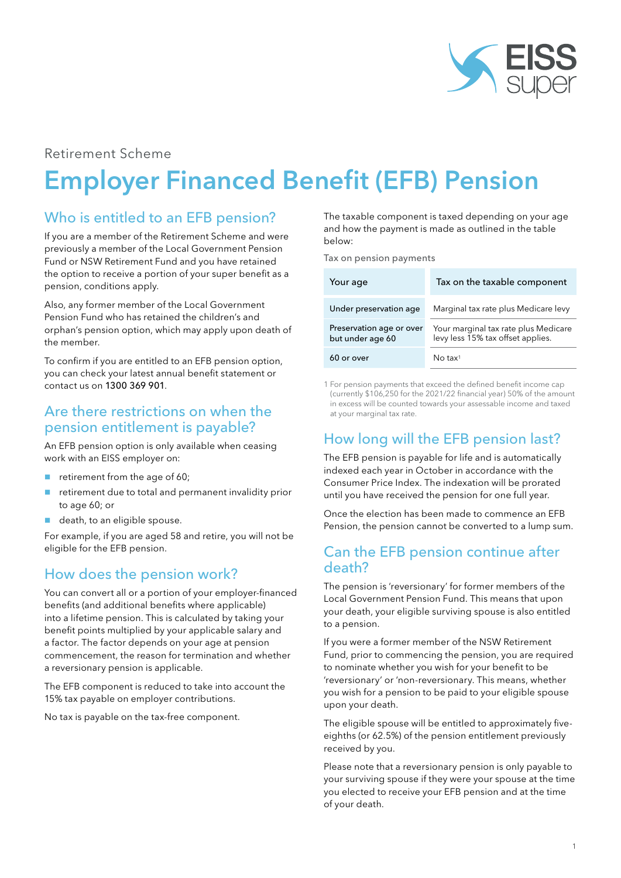Retirement Scheme

# Employer Financed Benefit (EFB) Pension

## Who is entitled to an EFB pension?

If you are a member of the Retirement Scheme and were previously a member of the Local Government Pension Fund or NSW Retirement Fund and you have retained the option to receive a portion of your super benefit as a pension, conditions apply.

Also, any former member of the Local Government Pension Fund who has retained the children's and orphan's pension option, which may apply upon death of the member.

To confirm if you are entitled to an EFB pension option, you can check your latest annual benefit statement or contact us on 1300 369 901.

## Are there restrictions on when the pension entitlement is payable?

An EFB pension option is only available when ceasing work with an EISS employer on:

- retirement from the age of 60;
- retirement due to total and permanent invalidity prior to age 60; or
- death, to an eligible spouse.

For example, if you are aged 58 and retire, you will not be eligible for the EFB pension.

## How does the pension work?

You can convert all or a portion of your employer-financed benefits (and additional benefits where applicable) into a lifetime pension. This is calculated by taking your benefit points multiplied by your applicable salary and a factor. The factor depends on your age at pension commencement, the reason for termination and whether a reversionary pension is applicable.

The EFB component is reduced to take into account the 15% tax payable on employer contributions.

No tax is payable on the tax-free component.

The taxable component is taxed depending on your age and how the payment is made as outlined in the table below:

Tax on pension payments

| Your age | Tax on the taxable component |
|---|---|
| Under preservation age | Marginal tax rate plus Medicare levy |
| Preservation age or over but under age 60 | Your marginal tax rate plus Medicare levy less 15% tax offset applies. |
| 60 or over | No tax[1] |

1 For pension payments that exceed the defined benefit income cap (currently $106,250 for the 2021/22 financial year) 50% of the amount in excess will be counted towards your assessable income and taxed at your marginal tax rate.

## How long will the EFB pension last?

The EFB pension is payable for life and is automatically indexed each year in October in accordance with the Consumer Price Index. The indexation will be prorated until you have received the pension for one full year.

Once the election has been made to commence an EFB Pension, the pension cannot be converted to a lump sum.

## Can the EFB pension continue after death?

The pension is 'reversionary' for former members of the Local Government Pension Fund. This means that upon your death, your eligible surviving spouse is also entitled to a pension.

If you were a former member of the NSW Retirement Fund, prior to commencing the pension, you are required to nominate whether you wish for your benefit to be 'reversionary' or 'non-reversionary'. This means, whether you wish for a pension to be paid to your eligible spouse upon your death.

The eligible spouse will be entitled to approximately five-eighths (or 62.5%) of the pension entitlement previously received by you.

Please note that a reversionary pension is only payable to your surviving spouse if they were your spouse at the time you elected to receive your EFB pension and at the time of your death.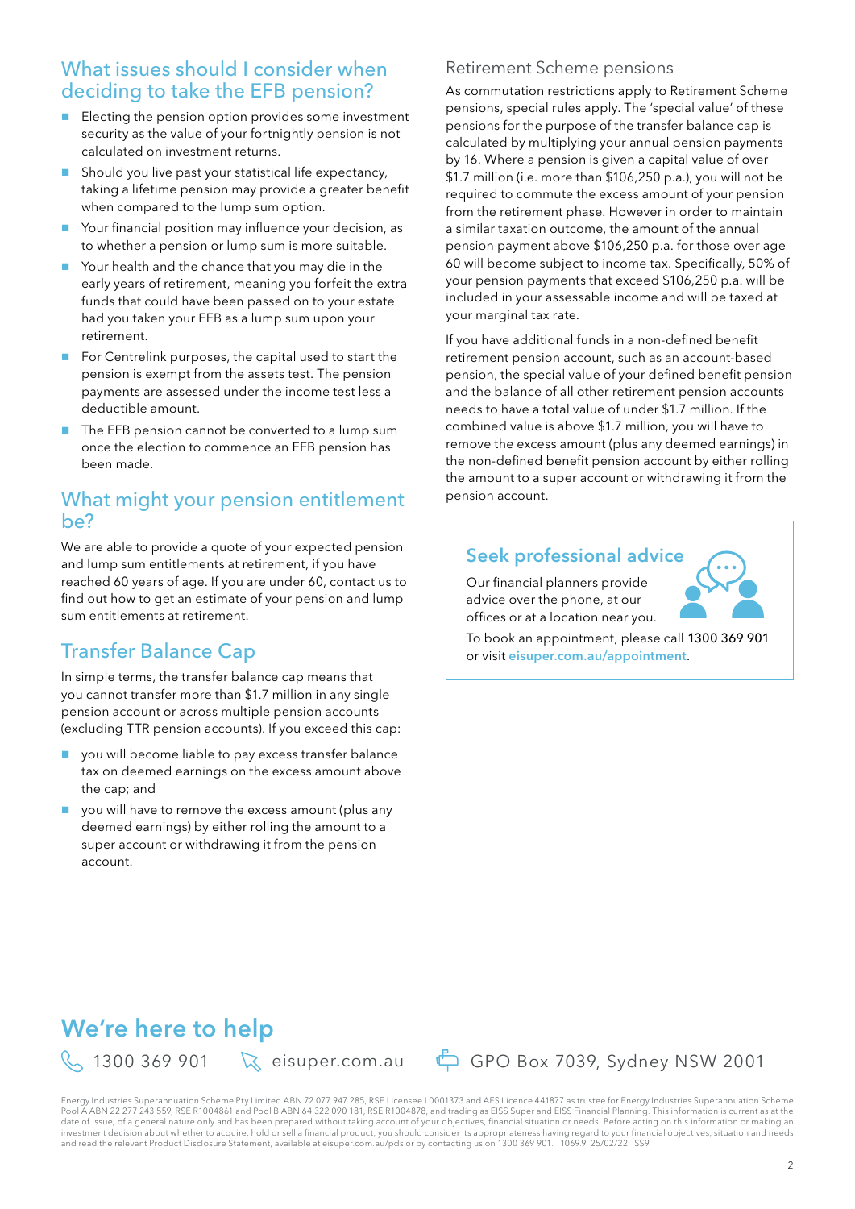## What issues should I consider when deciding to take the EFB pension?

- Electing the pension option provides some investment security as the value of your fortnightly pension is not calculated on investment returns.
- Should you live past your statistical life expectancy, taking a lifetime pension may provide a greater benefit when compared to the lump sum option.
- Your financial position may influence your decision, as to whether a pension or lump sum is more suitable.
- Your health and the chance that you may die in the early years of retirement, meaning you forfeit the extra funds that could have been passed on to your estate had you taken your EFB as a lump sum upon your retirement.
- For Centrelink purposes, the capital used to start the pension is exempt from the assets test. The pension payments are assessed under the income test less a deductible amount.
- The EFB pension cannot be converted to a lump sum once the election to commence an EFB pension has been made.

## What might your pension entitlement be?

We are able to provide a quote of your expected pension and lump sum entitlements at retirement, if you have reached 60 years of age. If you are under 60, contact us to find out how to get an estimate of your pension and lump sum entitlements at retirement.

## Transfer Balance Cap

In simple terms, the transfer balance cap means that you cannot transfer more than $1.7 million in any single pension account or across multiple pension accounts (excluding TTR pension accounts). If you exceed this cap:

- you will become liable to pay excess transfer balance tax on deemed earnings on the excess amount above the cap; and
- you will have to remove the excess amount (plus any deemed earnings) by either rolling the amount to a super account or withdrawing it from the pension account.

### Retirement Scheme pensions

As commutation restrictions apply to Retirement Scheme pensions, special rules apply. The 'special value' of these pensions for the purpose of the transfer balance cap is calculated by multiplying your annual pension payments by 16. Where a pension is given a capital value of over $1.7 million (i.e. more than $106,250 p.a.), you will not be required to commute the excess amount of your pension from the retirement phase. However in order to maintain a similar taxation outcome, the amount of the annual pension payment above $106,250 p.a. for those over age 60 will become subject to income tax. Specifically, 50% of your pension payments that exceed $106,250 p.a. will be included in your assessable income and will be taxed at your marginal tax rate.

If you have additional funds in a non-defined benefit retirement pension account, such as an account-based pension, the special value of your defined benefit pension and the balance of all other retirement pension accounts needs to have a total value of under $1.7 million. If the combined value is above $1.7 million, you will have to remove the excess amount (plus any deemed earnings) in the non-defined benefit pension account by either rolling the amount to a super account or withdrawing it from the pension account.

## Seek professional advice

Our financial planners provide advice over the phone, at our offices or at a location near you.

To book an appointment, please call **1300 369 901** or visit **eisuper.com.au/appointment**.

## We're here to help

1300 369 901 eisuper.com.au GPO Box 7039, Sydney NSW 2001

Energy Industries Superannuation Scheme Pty Limited ABN 72 077 947 285, RSE Licensee L0001373 and AFS Licence 441877 as trustee for Energy Industries Superannuation Scheme Pool A ABN 22 277 243 559, RSE R1004861 and Pool B ABN 64 322 090 181, RSE R1004878, and trading as EISS Super and EISS Financial Planning. This information is current as at the date of issue, of a general nature only and has been prepared without taking account of your objectives, financial situation or needs. Before acting on this information or making an investment decision about whether to acquire, hold or sell a financial product, you should consider its appropriateness having regard to your financial objectives, situation and needs and read the relevant Product Disclosure Statement, available at eisuper.com.au/pds or by contacting us on 1300 369 901. 1069.9 25/02/22 ISS9